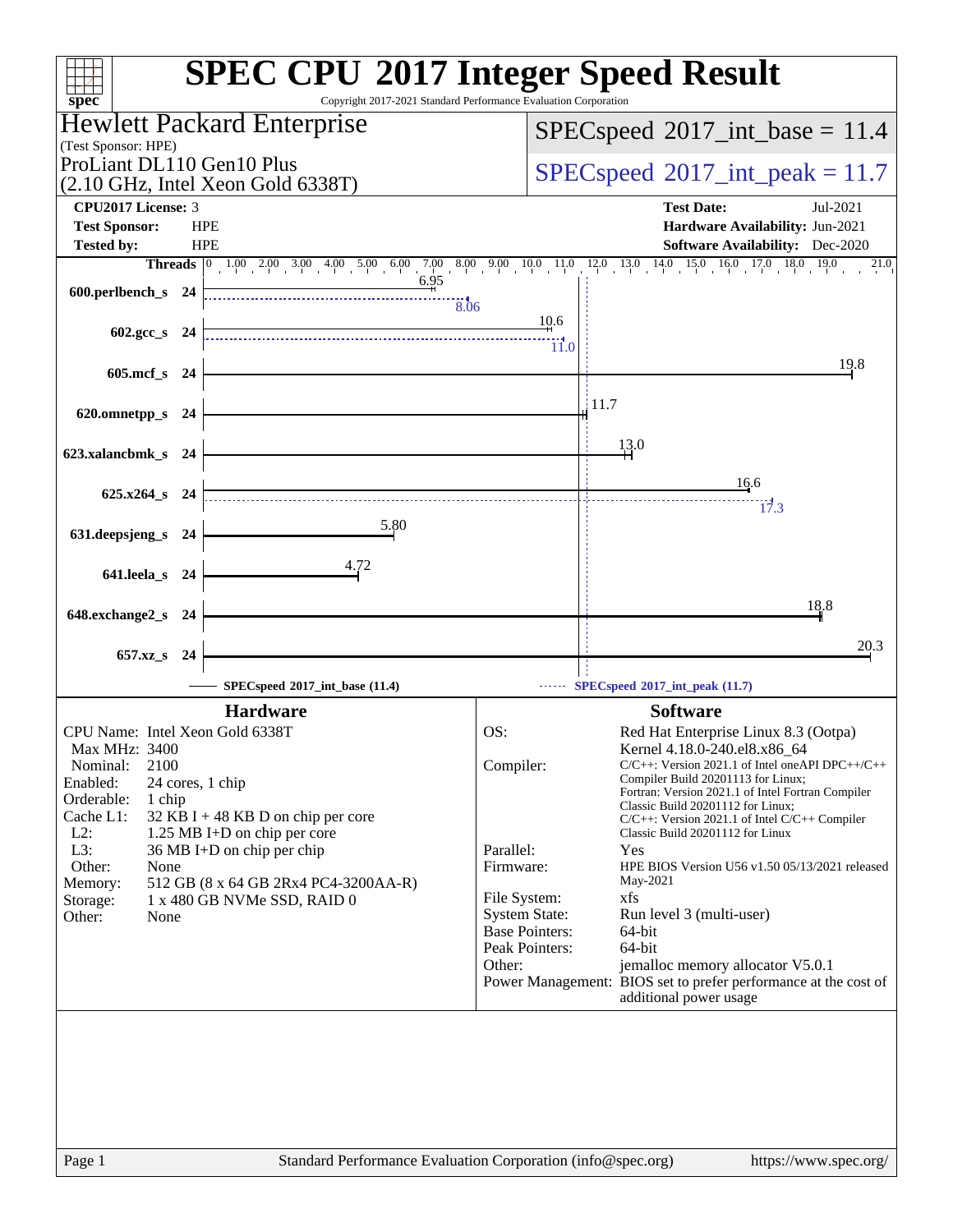# SPEC CPU 2017 Integer Speed Result

Copyright 2017-2021 Standard Performance Evaluation Corporation

**Hewlett Packard Enterprise**
(Test Sponsor: HPE)

ProLiant DL110 Gen10 Plus
(2.10 GHz, Intel Xeon Gold 6338T)

SPECspeed 2017_int_base = 11.4

SPECspeed 2017_int_peak = 11.7

| | | | |
|---|---|---|---|
| **CPU2017 License:** | 3 | **Test Date:** | Jul-2021 |
| **Test Sponsor:** | HPE | **Hardware Availability:** | Jun-2021 |
| **Tested by:** | HPE | **Software Availability:** | Dec-2020 |

| Benchmark | Threads | Base | Peak |
|---|---|---|---|
| 600.perlbench_s | 24 | 6.95 | 8.06 |
| 602.gcc_s | 24 | 10.6 | 11.0 |
| 605.mcf_s | 24 | 19.8 | |
| 620.omnetpp_s | 24 | 11.7 | |
| 623.xalancbmk_s | 24 | 13.0 | |
| 625.x264_s | 24 | 16.6 | 17.3 |
| 631.deepsjeng_s | 24 | 5.80 | |
| 641.leela_s | 24 | 4.72 | |
| 648.exchange2_s | 24 | 18.8 | |
| 657.xz_s | 24 | 20.3 | |

SPECspeed 2017_int_base (11.4) — SPECspeed 2017_int_peak (11.7)

## Hardware

| | |
|---|---|
| CPU Name: | Intel Xeon Gold 6338T |
| Max MHz: | 3400 |
| Nominal: | 2100 |
| Enabled: | 24 cores, 1 chip |
| Orderable: | 1 chip |
| Cache L1: | 32 KB I + 48 KB D on chip per core |
| L2: | 1.25 MB I+D on chip per core |
| L3: | 36 MB I+D on chip per chip |
| Other: | None |
| Memory: | 512 GB (8 x 64 GB 2Rx4 PC4-3200AA-R) |
| Storage: | 1 x 480 GB NVMe SSD, RAID 0 |
| Other: | None |

## Software

| | |
|---|---|
| OS: | Red Hat Enterprise Linux 8.3 (Ootpa) Kernel 4.18.0-240.el8.x86_64 |
| Compiler: | C/C++: Version 2021.1 of Intel oneAPI DPC++/C++ Compiler Build 20201113 for Linux; Fortran: Version 2021.1 of Intel Fortran Compiler Classic Build 20201112 for Linux; C/C++: Version 2021.1 of Intel C/C++ Compiler Classic Build 20201112 for Linux |
| Parallel: | Yes |
| Firmware: | HPE BIOS Version U56 v1.50 05/13/2021 released May-2021 |
| File System: | xfs |
| System State: | Run level 3 (multi-user) |
| Base Pointers: | 64-bit |
| Peak Pointers: | 64-bit |
| Other: | jemalloc memory allocator V5.0.1 |
| Power Management: | BIOS set to prefer performance at the cost of additional power usage |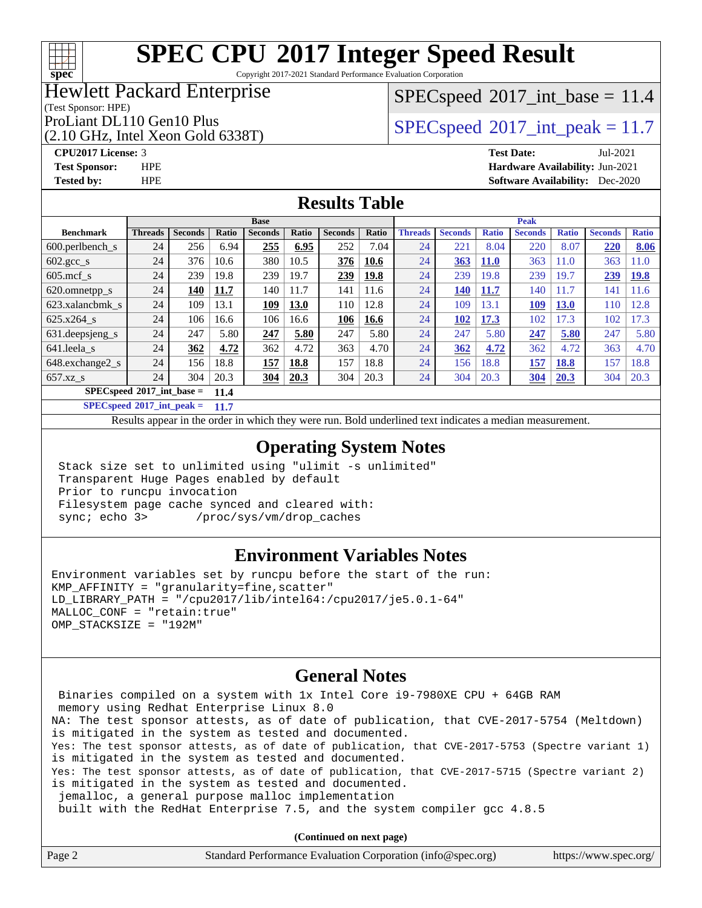# SPEC CPU 2017 Integer Speed Result

Copyright 2017-2021 Standard Performance Evaluation Corporation

## Hewlett Packard Enterprise

(Test Sponsor: HPE)

ProLiant DL110 Gen10 Plus
(2.10 GHz, Intel Xeon Gold 6338T)

SPECspeed 2017_int_base = 11.4

SPECspeed 2017_int_peak = 11.7

**CPU2017 License:** 3
**Test Sponsor:** HPE
**Tested by:** HPE

**Test Date:** Jul-2021
**Hardware Availability:** Jun-2021
**Software Availability:** Dec-2020

## Results Table

| Benchmark | Base | | | | | | | Peak | | | | | | |
|---|---|---|---|---|---|---|---|---|---|---|---|---|---|---|
| | Threads | Seconds | Ratio | Seconds | Ratio | Seconds | Ratio | Threads | Seconds | Ratio | Seconds | Ratio | Seconds | Ratio |
| 600.perlbench_s | 24 | 256 | 6.94 | **255** | **6.95** | 252 | 7.04 | 24 | 221 | 8.04 | 220 | 8.07 | **220** | **8.06** |
| 602.gcc_s | 24 | 376 | 10.6 | 380 | 10.5 | **376** | **10.6** | 24 | **363** | **11.0** | 363 | 11.0 | 363 | 11.0 |
| 605.mcf_s | 24 | 239 | 19.8 | 239 | 19.7 | **239** | **19.8** | 24 | 239 | 19.8 | 239 | 19.7 | **239** | **19.8** |
| 620.omnetpp_s | 24 | **140** | **11.7** | 140 | 11.7 | 141 | 11.6 | 24 | **140** | **11.7** | 140 | 11.7 | 141 | 11.6 |
| 623.xalancbmk_s | 24 | 109 | 13.1 | **109** | **13.0** | 110 | 12.8 | 24 | 109 | 13.1 | **109** | **13.0** | 110 | 12.8 |
| 625.x264_s | 24 | 106 | 16.6 | 106 | 16.6 | **106** | **16.6** | 24 | **102** | **17.3** | 102 | 17.3 | 102 | 17.3 |
| 631.deepsjeng_s | 24 | 247 | 5.80 | **247** | **5.80** | 247 | 5.80 | 24 | 247 | 5.80 | **247** | **5.80** | 247 | 5.80 |
| 641.leela_s | 24 | **362** | **4.72** | 362 | 4.72 | 363 | 4.70 | 24 | **362** | **4.72** | 362 | 4.72 | 363 | 4.70 |
| 648.exchange2_s | 24 | 156 | 18.8 | **157** | **18.8** | 157 | 18.8 | 24 | 156 | 18.8 | **157** | **18.8** | 157 | 18.8 |
| 657.xz_s | 24 | 304 | 20.3 | **304** | **20.3** | 304 | 20.3 | 24 | 304 | 20.3 | **304** | **20.3** | 304 | 20.3 |

**SPECspeed 2017_int_base = 11.4**

**SPECspeed 2017_int_peak = 11.7**

Results appear in the order in which they were run. Bold underlined text indicates a median measurement.

## Operating System Notes

```
Stack size set to unlimited using "ulimit -s unlimited"
Transparent Huge Pages enabled by default
Prior to runcpu invocation
Filesystem page cache synced and cleared with:
sync; echo 3>       /proc/sys/vm/drop_caches
```

## Environment Variables Notes

```
Environment variables set by runcpu before the start of the run:
KMP_AFFINITY = "granularity=fine,scatter"
LD_LIBRARY_PATH = "/cpu2017/lib/intel64:/cpu2017/je5.0.1-64"
MALLOC_CONF = "retain:true"
OMP_STACKSIZE = "192M"
```

## General Notes

```
 Binaries compiled on a system with 1x Intel Core i9-7980XE CPU + 64GB RAM
 memory using Redhat Enterprise Linux 8.0
NA: The test sponsor attests, as of date of publication, that CVE-2017-5754 (Meltdown)
is mitigated in the system as tested and documented.
Yes: The test sponsor attests, as of date of publication, that CVE-2017-5753 (Spectre variant 1)
is mitigated in the system as tested and documented.
Yes: The test sponsor attests, as of date of publication, that CVE-2017-5715 (Spectre variant 2)
is mitigated in the system as tested and documented.
 jemalloc, a general purpose malloc implementation
 built with the RedHat Enterprise 7.5, and the system compiler gcc 4.8.5
```

**(Continued on next page)**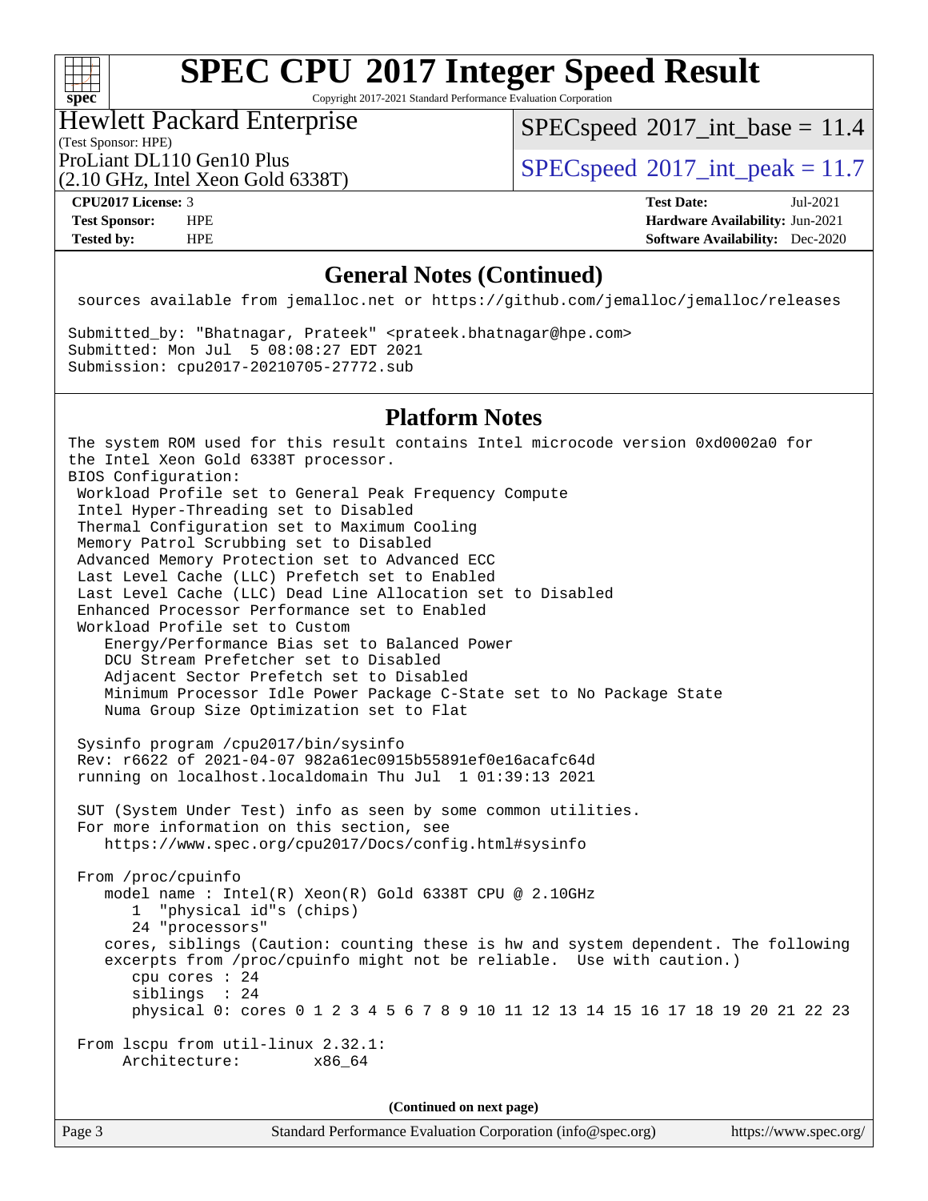# SPEC CPU 2017 Integer Speed Result

Copyright 2017-2021 Standard Performance Evaluation Corporation

**Hewlett Packard Enterprise**
(Test Sponsor: HPE)

ProLiant DL110 Gen10 Plus
(2.10 GHz, Intel Xeon Gold 6338T)

SPECspeed 2017_int_base = 11.4

SPECspeed 2017_int_peak = 11.7

| | | | |
|---|---|---|---|
| **CPU2017 License:** | 3 | **Test Date:** | Jul-2021 |
| **Test Sponsor:** | HPE | **Hardware Availability:** | Jun-2021 |
| **Tested by:** | HPE | **Software Availability:** | Dec-2020 |

## General Notes (Continued)

```
 sources available from jemalloc.net or https://github.com/jemalloc/jemalloc/releases

Submitted_by: "Bhatnagar, Prateek" <prateek.bhatnagar@hpe.com>
Submitted: Mon Jul  5 08:08:27 EDT 2021
Submission: cpu2017-20210705-27772.sub
```

## Platform Notes

```
The system ROM used for this result contains Intel microcode version 0xd0002a0 for
the Intel Xeon Gold 6338T processor.
BIOS Configuration:
 Workload Profile set to General Peak Frequency Compute
 Intel Hyper-Threading set to Disabled
 Thermal Configuration set to Maximum Cooling
 Memory Patrol Scrubbing set to Disabled
 Advanced Memory Protection set to Advanced ECC
 Last Level Cache (LLC) Prefetch set to Enabled
 Last Level Cache (LLC) Dead Line Allocation set to Disabled
 Enhanced Processor Performance set to Enabled
 Workload Profile set to Custom
    Energy/Performance Bias set to Balanced Power
    DCU Stream Prefetcher set to Disabled
    Adjacent Sector Prefetch set to Disabled
    Minimum Processor Idle Power Package C-State set to No Package State
    Numa Group Size Optimization set to Flat

 Sysinfo program /cpu2017/bin/sysinfo
 Rev: r6622 of 2021-04-07 982a61ec0915b55891ef0e16acafc64d
 running on localhost.localdomain Thu Jul  1 01:39:13 2021

 SUT (System Under Test) info as seen by some common utilities.
 For more information on this section, see
    https://www.spec.org/cpu2017/Docs/config.html#sysinfo

 From /proc/cpuinfo
    model name : Intel(R) Xeon(R) Gold 6338T CPU @ 2.10GHz
       1  "physical id"s (chips)
       24 "processors"
    cores, siblings (Caution: counting these is hw and system dependent. The following
    excerpts from /proc/cpuinfo might not be reliable.  Use with caution.)
       cpu cores : 24
       siblings  : 24
       physical 0: cores 0 1 2 3 4 5 6 7 8 9 10 11 12 13 14 15 16 17 18 19 20 21 22 23

 From lscpu from util-linux 2.32.1:
      Architecture:        x86_64
```

(Continued on next page)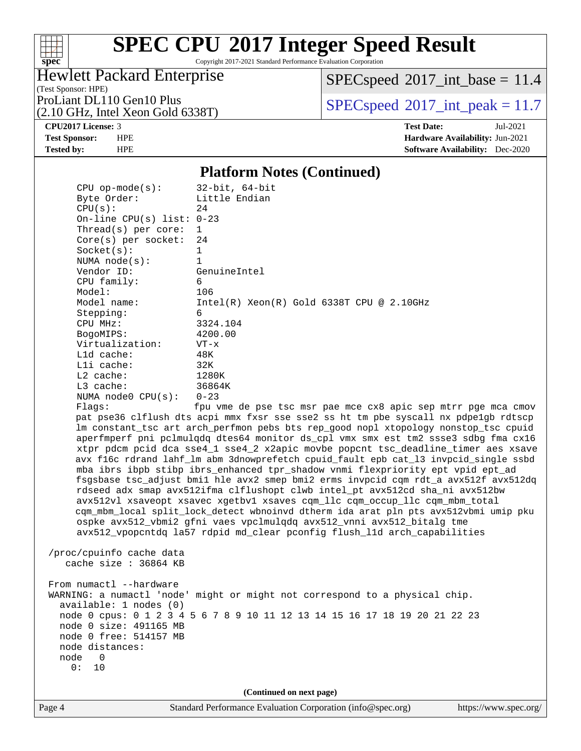## Platform Notes (Continued)

```
     CPU op-mode(s):      32-bit, 64-bit
     Byte Order:          Little Endian
     CPU(s):              24
     On-line CPU(s) list: 0-23
     Thread(s) per core:  1
     Core(s) per socket:  24
     Socket(s):           1
     NUMA node(s):        1
     Vendor ID:           GenuineIntel
     CPU family:          6
     Model:               106
     Model name:          Intel(R) Xeon(R) Gold 6338T CPU @ 2.10GHz
     Stepping:            6
     CPU MHz:             3324.104
     BogoMIPS:            4200.00
     Virtualization:      VT-x
     L1d cache:           48K
     L1i cache:           32K
     L2 cache:            1280K
     L3 cache:            36864K
     NUMA node0 CPU(s):   0-23
     Flags:               fpu vme de pse tsc msr pae mce cx8 apic sep mtrr pge mca cmov
     pat pse36 clflush dts acpi mmx fxsr sse sse2 ss ht tm pbe syscall nx pdpe1gb rdtscp
     lm constant_tsc art arch_perfmon pebs bts rep_good nopl xtopology nonstop_tsc cpuid
     aperfmperf pni pclmulqdq dtes64 monitor ds_cpl vmx smx est tm2 ssse3 sdbg fma cx16
     xtpr pdcm pcid dca sse4_1 sse4_2 x2apic movbe popcnt tsc_deadline_timer aes xsave
     avx f16c rdrand lahf_lm abm 3dnowprefetch cpuid_fault epb cat_l3 invpcid_single ssbd
     mba ibrs ibpb stibp ibrs_enhanced tpr_shadow vnmi flexpriority ept vpid ept_ad
     fsgsbase tsc_adjust bmi1 hle avx2 smep bmi2 erms invpcid cqm rdt_a avx512f avx512dq
     rdseed adx smap avx512ifma clflushopt clwb intel_pt avx512cd sha_ni avx512bw
     avx512vl xsaveopt xsavec xgetbv1 xsaves cqm_llc cqm_occup_llc cqm_mbm_total
     cqm_mbm_local split_lock_detect wbnoinvd dtherm ida arat pln pts avx512vbmi umip pku
     ospke avx512_vbmi2 gfni vaes vpclmulqdq avx512_vnni avx512_bitalg tme
     avx512_vpopcntdq la57 rdpid md_clear pconfig flush_l1d arch_capabilities

 /proc/cpuinfo cache data
    cache size : 36864 KB

 From numactl --hardware
 WARNING: a numactl 'node' might or might not correspond to a physical chip.
   available: 1 nodes (0)
   node 0 cpus: 0 1 2 3 4 5 6 7 8 9 10 11 12 13 14 15 16 17 18 19 20 21 22 23
   node 0 size: 491165 MB
   node 0 free: 514157 MB
   node distances:
   node   0
     0:  10
```

(Continued on next page)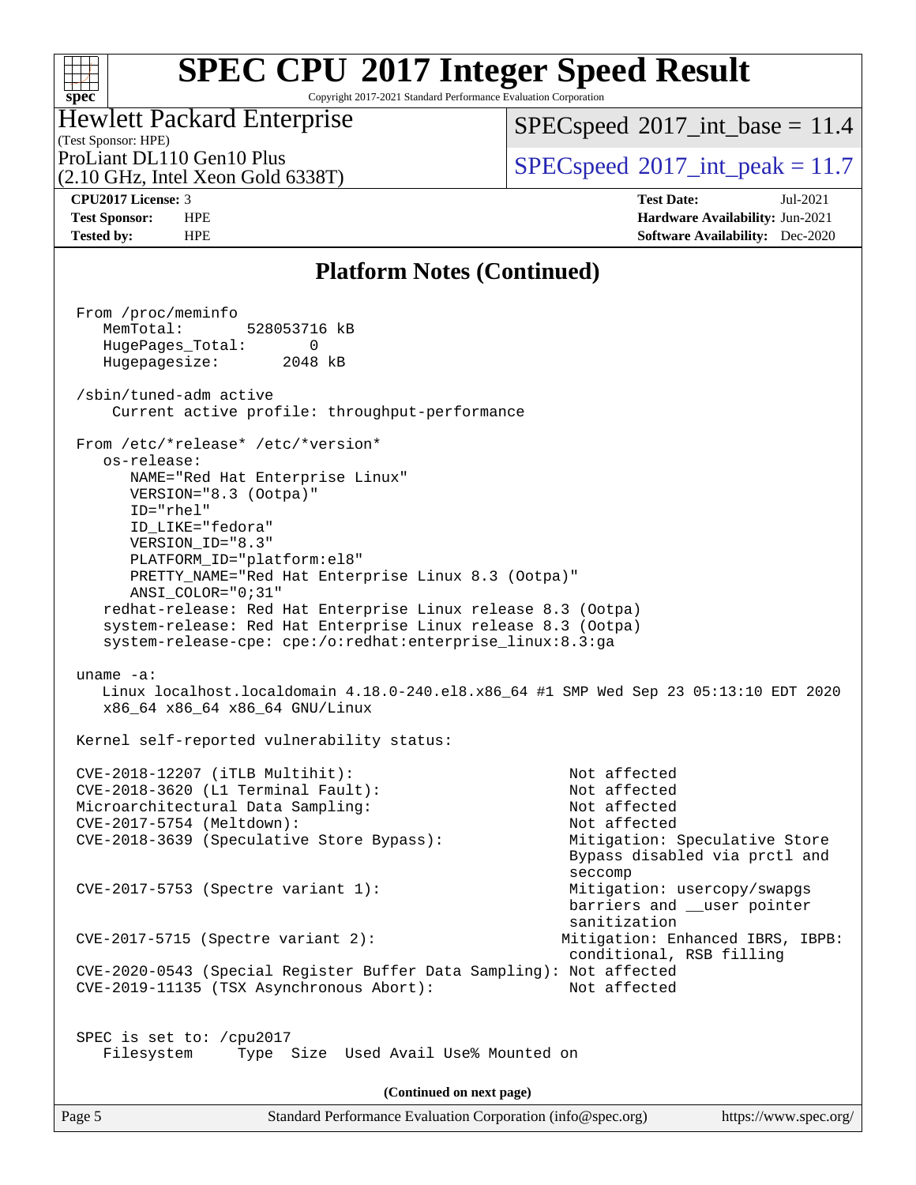# SPEC CPU 2017 Integer Speed Result

Copyright 2017-2021 Standard Performance Evaluation Corporation

**Hewlett Packard Enterprise**
(Test Sponsor: HPE)
ProLiant DL110 Gen10 Plus
(2.10 GHz, Intel Xeon Gold 6338T)

SPECspeed 2017_int_base = 11.4
SPECspeed 2017_int_peak = 11.7

**CPU2017 License:** 3
**Test Sponsor:** HPE
**Tested by:** HPE

**Test Date:** Jul-2021
**Hardware Availability:** Jun-2021
**Software Availability:** Dec-2020

## Platform Notes (Continued)

```
From /proc/meminfo
   MemTotal:       528053716 kB
   HugePages_Total:       0
   Hugepagesize:       2048 kB

/sbin/tuned-adm active
    Current active profile: throughput-performance

From /etc/*release* /etc/*version*
   os-release:
      NAME="Red Hat Enterprise Linux"
      VERSION="8.3 (Ootpa)"
      ID="rhel"
      ID_LIKE="fedora"
      VERSION_ID="8.3"
      PLATFORM_ID="platform:el8"
      PRETTY_NAME="Red Hat Enterprise Linux 8.3 (Ootpa)"
      ANSI_COLOR="0;31"
   redhat-release: Red Hat Enterprise Linux release 8.3 (Ootpa)
   system-release: Red Hat Enterprise Linux release 8.3 (Ootpa)
   system-release-cpe: cpe:/o:redhat:enterprise_linux:8.3:ga

uname -a:
   Linux localhost.localdomain 4.18.0-240.el8.x86_64 #1 SMP Wed Sep 23 05:13:10 EDT 2020
   x86_64 x86_64 x86_64 GNU/Linux

Kernel self-reported vulnerability status:

CVE-2018-12207 (iTLB Multihit):                          Not affected
CVE-2018-3620 (L1 Terminal Fault):                       Not affected
Microarchitectural Data Sampling:                        Not affected
CVE-2017-5754 (Meltdown):                                Not affected
CVE-2018-3639 (Speculative Store Bypass):                Mitigation: Speculative Store
                                                         Bypass disabled via prctl and
                                                         seccomp
CVE-2017-5753 (Spectre variant 1):                       Mitigation: usercopy/swapgs
                                                         barriers and __user pointer
                                                         sanitization
CVE-2017-5715 (Spectre variant 2):                      Mitigation: Enhanced IBRS, IBPB:
                                                         conditional, RSB filling
CVE-2020-0543 (Special Register Buffer Data Sampling): Not affected
CVE-2019-11135 (TSX Asynchronous Abort):                 Not affected


SPEC is set to: /cpu2017
   Filesystem     Type  Size  Used Avail Use% Mounted on
```

(Continued on next page)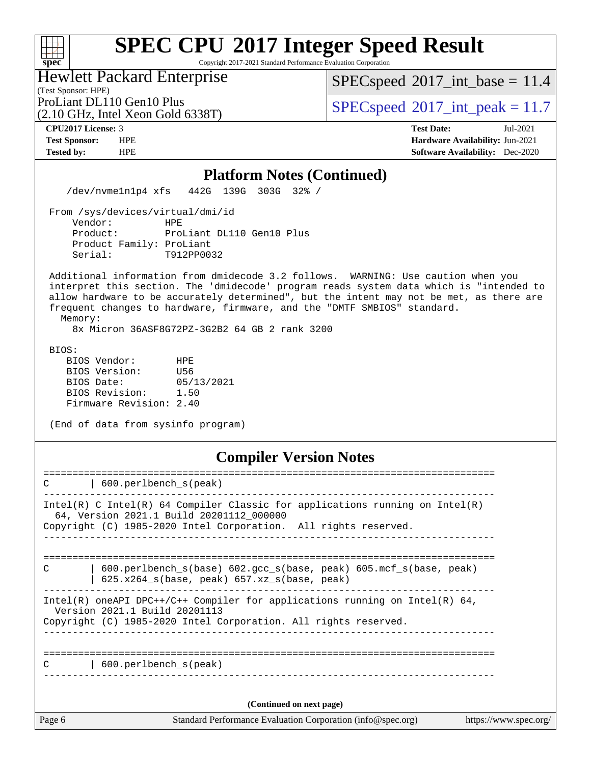# SPEC CPU 2017 Integer Speed Result

Copyright 2017-2021 Standard Performance Evaluation Corporation

**Hewlett Packard Enterprise**
(Test Sponsor: HPE)
ProLiant DL110 Gen10 Plus
(2.10 GHz, Intel Xeon Gold 6338T)

SPECspeed 2017_int_base = 11.4
SPECspeed 2017_int_peak = 11.7

**CPU2017 License:** 3
**Test Sponsor:** HPE
**Tested by:** HPE

**Test Date:** Jul-2021
**Hardware Availability:** Jun-2021
**Software Availability:** Dec-2020

## Platform Notes (Continued)

```
    /dev/nvme1n1p4 xfs   442G  139G  303G  32% /

 From /sys/devices/virtual/dmi/id
     Vendor:         HPE
     Product:        ProLiant DL110 Gen10 Plus
     Product Family: ProLiant
     Serial:         T912PP0032

 Additional information from dmidecode 3.2 follows.  WARNING: Use caution when you
 interpret this section. The 'dmidecode' program reads system data which is "intended to
 allow hardware to be accurately determined", but the intent may not be met, as there are
 frequent changes to hardware, firmware, and the "DMTF SMBIOS" standard.
   Memory:
     8x Micron 36ASF8G72PZ-3G2B2 64 GB 2 rank 3200

 BIOS:
    BIOS Vendor:       HPE
    BIOS Version:      U56
    BIOS Date:         05/13/2021
    BIOS Revision:     1.50
    Firmware Revision: 2.40

 (End of data from sysinfo program)
```

## Compiler Version Notes

```
==============================================================================
C       | 600.perlbench_s(peak)
------------------------------------------------------------------------------
Intel(R) C Intel(R) 64 Compiler Classic for applications running on Intel(R)
  64, Version 2021.1 Build 20201112_000000
Copyright (C) 1985-2020 Intel Corporation.  All rights reserved.
------------------------------------------------------------------------------

==============================================================================
C       | 600.perlbench_s(base) 602.gcc_s(base, peak) 605.mcf_s(base, peak)
        | 625.x264_s(base, peak) 657.xz_s(base, peak)
------------------------------------------------------------------------------
Intel(R) oneAPI DPC++/C++ Compiler for applications running on Intel(R) 64,
  Version 2021.1 Build 20201113
Copyright (C) 1985-2020 Intel Corporation. All rights reserved.
------------------------------------------------------------------------------

==============================================================================
C       | 600.perlbench_s(peak)
------------------------------------------------------------------------------
```

(Continued on next page)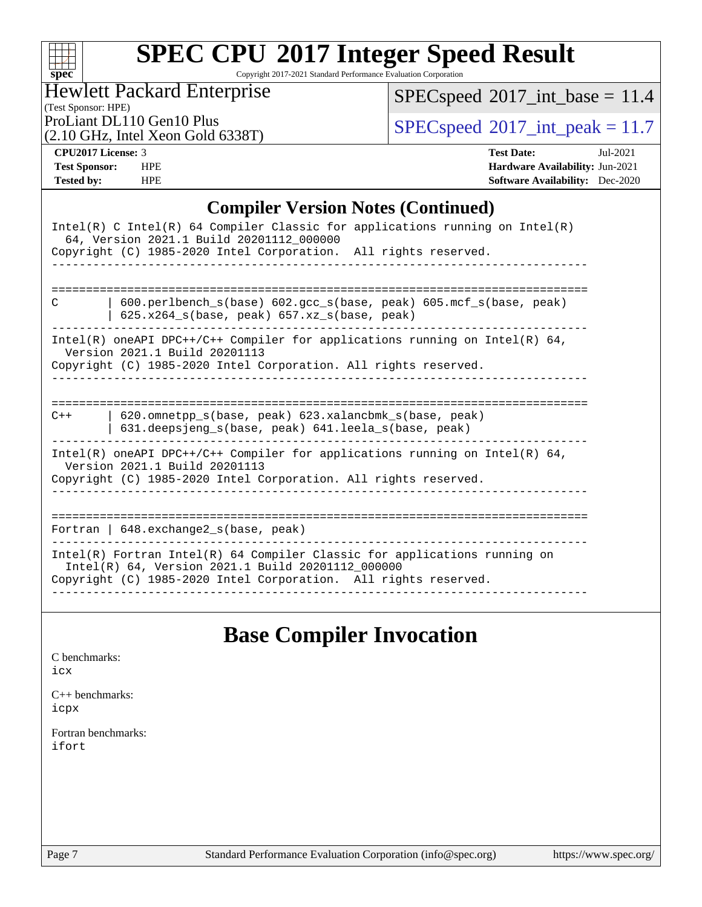## Compiler Version Notes (Continued)

```
Intel(R) C Intel(R) 64 Compiler Classic for applications running on Intel(R)
  64, Version 2021.1 Build 20201112_000000
Copyright (C) 1985-2020 Intel Corporation.  All rights reserved.
------------------------------------------------------------------------------


==============================================================================
C       | 600.perlbench_s(base) 602.gcc_s(base, peak) 605.mcf_s(base, peak)
        | 625.x264_s(base, peak) 657.xz_s(base, peak)
------------------------------------------------------------------------------
Intel(R) oneAPI DPC++/C++ Compiler for applications running on Intel(R) 64,
  Version 2021.1 Build 20201113
Copyright (C) 1985-2020 Intel Corporation. All rights reserved.
------------------------------------------------------------------------------


==============================================================================
C++     | 620.omnetpp_s(base, peak) 623.xalancbmk_s(base, peak)
        | 631.deepsjeng_s(base, peak) 641.leela_s(base, peak)
------------------------------------------------------------------------------
Intel(R) oneAPI DPC++/C++ Compiler for applications running on Intel(R) 64,
  Version 2021.1 Build 20201113
Copyright (C) 1985-2020 Intel Corporation. All rights reserved.
------------------------------------------------------------------------------


==============================================================================
Fortran | 648.exchange2_s(base, peak)
------------------------------------------------------------------------------
Intel(R) Fortran Intel(R) 64 Compiler Classic for applications running on
  Intel(R) 64, Version 2021.1 Build 20201112_000000
Copyright (C) 1985-2020 Intel Corporation.  All rights reserved.
------------------------------------------------------------------------------
```

## Base Compiler Invocation

C benchmarks:
icx

C++ benchmarks:
icpx

Fortran benchmarks:
ifort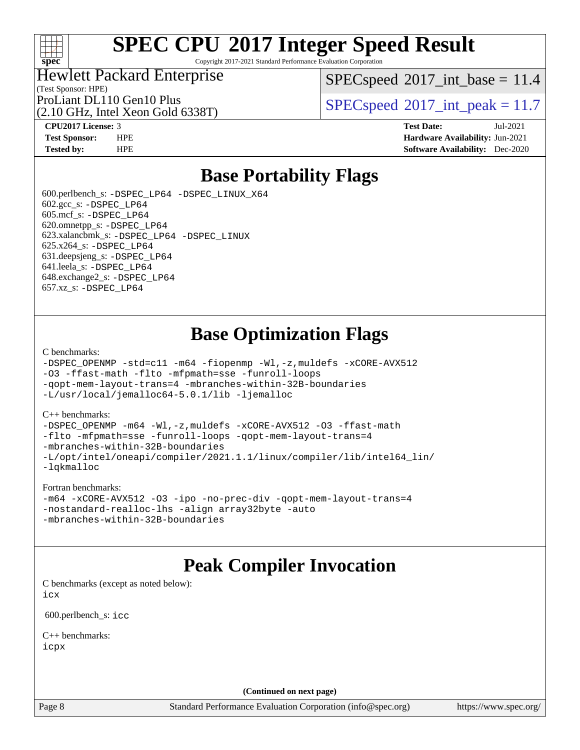# SPEC CPU 2017 Integer Speed Result

Copyright 2017-2021 Standard Performance Evaluation Corporation

**Hewlett Packard Enterprise**
(Test Sponsor: HPE)
ProLiant DL110 Gen10 Plus
(2.10 GHz, Intel Xeon Gold 6338T)

SPECspeed 2017_int_base = 11.4
SPECspeed 2017_int_peak = 11.7

**CPU2017 License:** 3
**Test Sponsor:** HPE
**Tested by:** HPE

**Test Date:** Jul-2021
**Hardware Availability:** Jun-2021
**Software Availability:** Dec-2020

## Base Portability Flags

600.perlbench_s: `-DSPEC_LP64 -DSPEC_LINUX_X64`
602.gcc_s: `-DSPEC_LP64`
605.mcf_s: `-DSPEC_LP64`
620.omnetpp_s: `-DSPEC_LP64`
623.xalancbmk_s: `-DSPEC_LP64 -DSPEC_LINUX`
625.x264_s: `-DSPEC_LP64`
631.deepsjeng_s: `-DSPEC_LP64`
641.leela_s: `-DSPEC_LP64`
648.exchange2_s: `-DSPEC_LP64`
657.xz_s: `-DSPEC_LP64`

## Base Optimization Flags

C benchmarks:
```
-DSPEC_OPENMP -std=c11 -m64 -fiopenmp -Wl,-z,muldefs -xCORE-AVX512
-O3 -ffast-math -flto -mfpmath=sse -funroll-loops
-qopt-mem-layout-trans=4 -mbranches-within-32B-boundaries
-L/usr/local/jemalloc64-5.0.1/lib -ljemalloc
```

C++ benchmarks:
```
-DSPEC_OPENMP -m64 -Wl,-z,muldefs -xCORE-AVX512 -O3 -ffast-math
-flto -mfpmath=sse -funroll-loops -qopt-mem-layout-trans=4
-mbranches-within-32B-boundaries
-L/opt/intel/oneapi/compiler/2021.1.1/linux/compiler/lib/intel64_lin/
-lqkmalloc
```

Fortran benchmarks:
```
-m64 -xCORE-AVX512 -O3 -ipo -no-prec-div -qopt-mem-layout-trans=4
-nostandard-realloc-lhs -align array32byte -auto
-mbranches-within-32B-boundaries
```

## Peak Compiler Invocation

C benchmarks (except as noted below):
`icx`

600.perlbench_s: `icc`

C++ benchmarks:
`icpx`

**(Continued on next page)**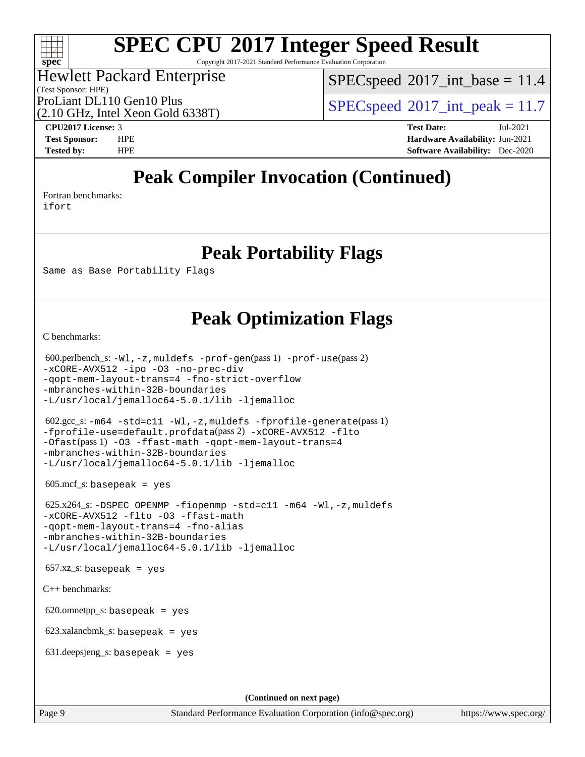## Peak Compiler Invocation (Continued)

Fortran benchmarks:
ifort

## Peak Portability Flags

Same as Base Portability Flags

## Peak Optimization Flags

C benchmarks:

600.perlbench_s: -Wl,-z,muldefs -prof-gen(pass 1) -prof-use(pass 2) -xCORE-AVX512 -ipo -O3 -no-prec-div -qopt-mem-layout-trans=4 -fno-strict-overflow -mbranches-within-32B-boundaries -L/usr/local/jemalloc64-5.0.1/lib -ljemalloc

602.gcc_s: -m64 -std=c11 -Wl,-z,muldefs -fprofile-generate(pass 1) -fprofile-use=default.profdata(pass 2) -xCORE-AVX512 -flto -Ofast(pass 1) -O3 -ffast-math -qopt-mem-layout-trans=4 -mbranches-within-32B-boundaries -L/usr/local/jemalloc64-5.0.1/lib -ljemalloc

605.mcf_s: basepeak = yes

625.x264_s: -DSPEC_OPENMP -fiopenmp -std=c11 -m64 -Wl,-z,muldefs -xCORE-AVX512 -flto -O3 -ffast-math -qopt-mem-layout-trans=4 -fno-alias -mbranches-within-32B-boundaries -L/usr/local/jemalloc64-5.0.1/lib -ljemalloc

657.xz_s: basepeak = yes

C++ benchmarks:

620.omnetpp_s: basepeak = yes

623.xalancbmk_s: basepeak = yes

631.deepsjeng_s: basepeak = yes

(Continued on next page)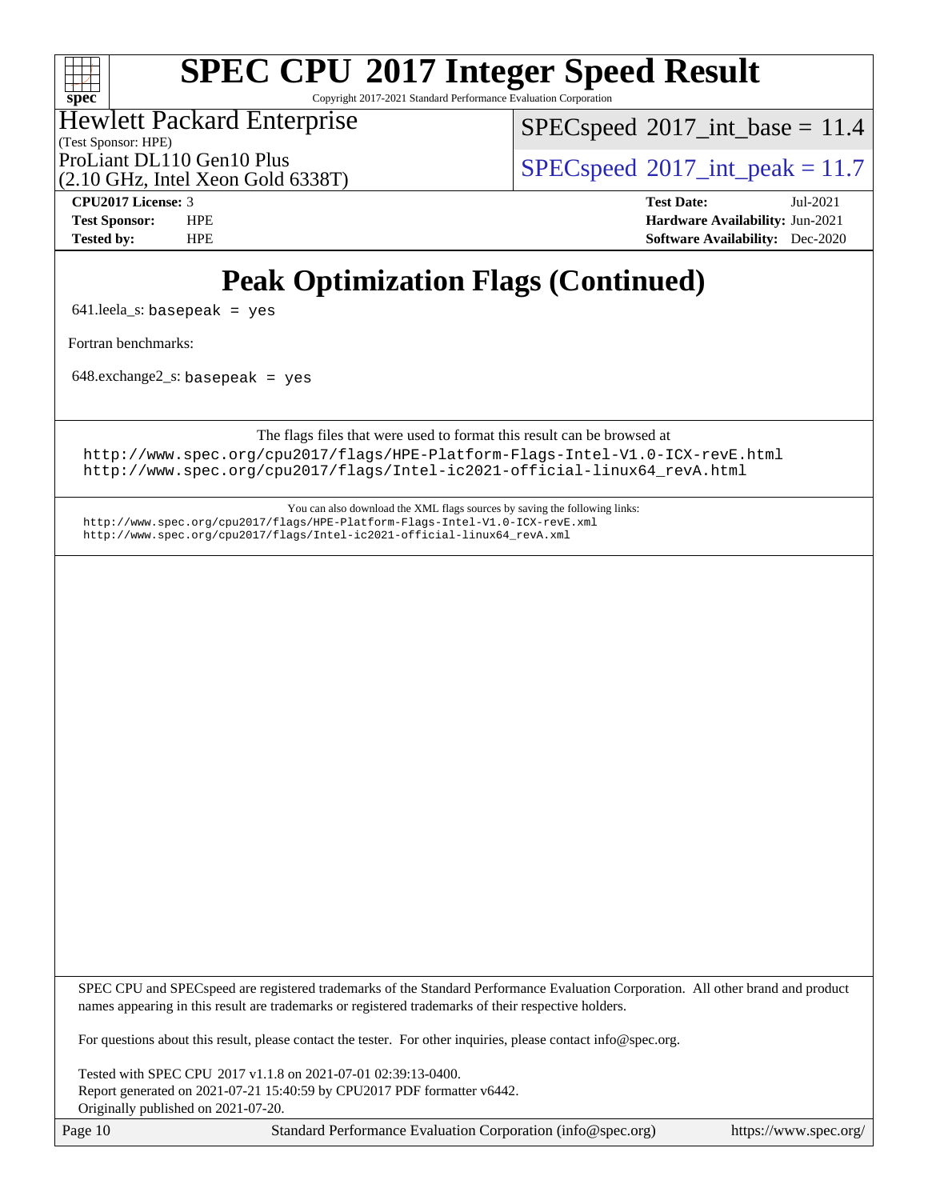# Peak Optimization Flags (Continued)

641.leela_s: basepeak = yes

Fortran benchmarks:

648.exchange2_s: basepeak = yes

The flags files that were used to format this result can be browsed at
http://www.spec.org/cpu2017/flags/HPE-Platform-Flags-Intel-V1.0-ICX-revE.html
http://www.spec.org/cpu2017/flags/Intel-ic2021-official-linux64_revA.html

You can also download the XML flags sources by saving the following links:
http://www.spec.org/cpu2017/flags/HPE-Platform-Flags-Intel-V1.0-ICX-revE.xml
http://www.spec.org/cpu2017/flags/Intel-ic2021-official-linux64_revA.xml

SPEC CPU and SPECspeed are registered trademarks of the Standard Performance Evaluation Corporation. All other brand and product names appearing in this result are trademarks or registered trademarks of their respective holders.

For questions about this result, please contact the tester. For other inquiries, please contact info@spec.org.

Tested with SPEC CPU 2017 v1.1.8 on 2021-07-01 02:39:13-0400.
Report generated on 2021-07-21 15:40:59 by CPU2017 PDF formatter v6442.
Originally published on 2021-07-20.